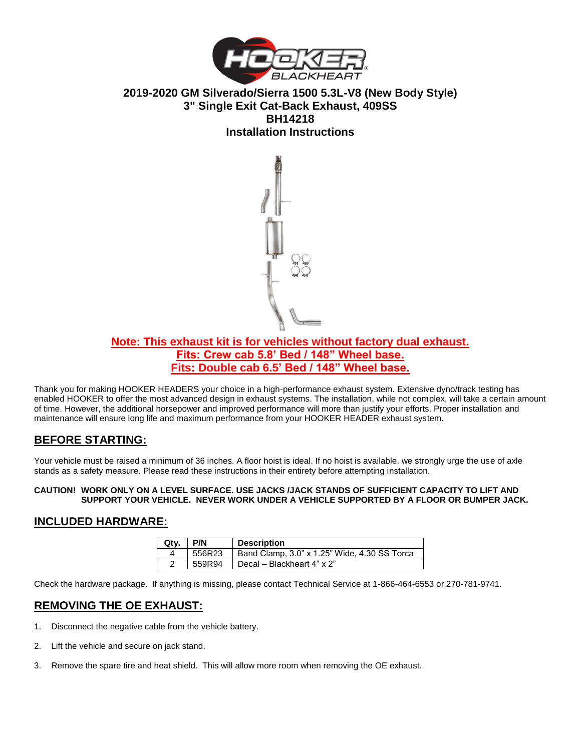HOOKER BLACKHEART

# 2019-2020 GM Silverado/Sierra 1500 5.3L-V8 (New Body Style)
# 3" Single Exit Cat-Back Exhaust, 409SS
# BH14218
# Installation Instructions

**Note: This exhaust kit is for vehicles without factory dual exhaust.**
**Fits: Crew cab 5.8' Bed / 148" Wheel base.**
**Fits: Double cab 6.5' Bed / 148" Wheel base.**

Thank you for making HOOKER HEADERS your choice in a high-performance exhaust system. Extensive dyno/track testing has enabled HOOKER to offer the most advanced design in exhaust systems. The installation, while not complex, will take a certain amount of time. However, the additional horsepower and improved performance will more than justify your efforts. Proper installation and maintenance will ensure long life and maximum performance from your HOOKER HEADER exhaust system.

## BEFORE STARTING:

Your vehicle must be raised a minimum of 36 inches. A floor hoist is ideal. If no hoist is available, we strongly urge the use of axle stands as a safety measure. Please read these instructions in their entirety before attempting installation.

**CAUTION! WORK ONLY ON A LEVEL SURFACE. USE JACKS /JACK STANDS OF SUFFICIENT CAPACITY TO LIFT AND SUPPORT YOUR VEHICLE. NEVER WORK UNDER A VEHICLE SUPPORTED BY A FLOOR OR BUMPER JACK.**

## INCLUDED HARDWARE:

| Qty. | P/N | Description |
|---|---|---|
| 4 | 556R23 | Band Clamp, 3.0" x 1.25" Wide, 4.30 SS Torca |
| 2 | 559R94 | Decal – Blackheart 4" x 2" |

Check the hardware package. If anything is missing, please contact Technical Service at 1-866-464-6553 or 270-781-9741.

## REMOVING THE OE EXHAUST:

1. Disconnect the negative cable from the vehicle battery.
2. Lift the vehicle and secure on jack stand.
3. Remove the spare tire and heat shield. This will allow more room when removing the OE exhaust.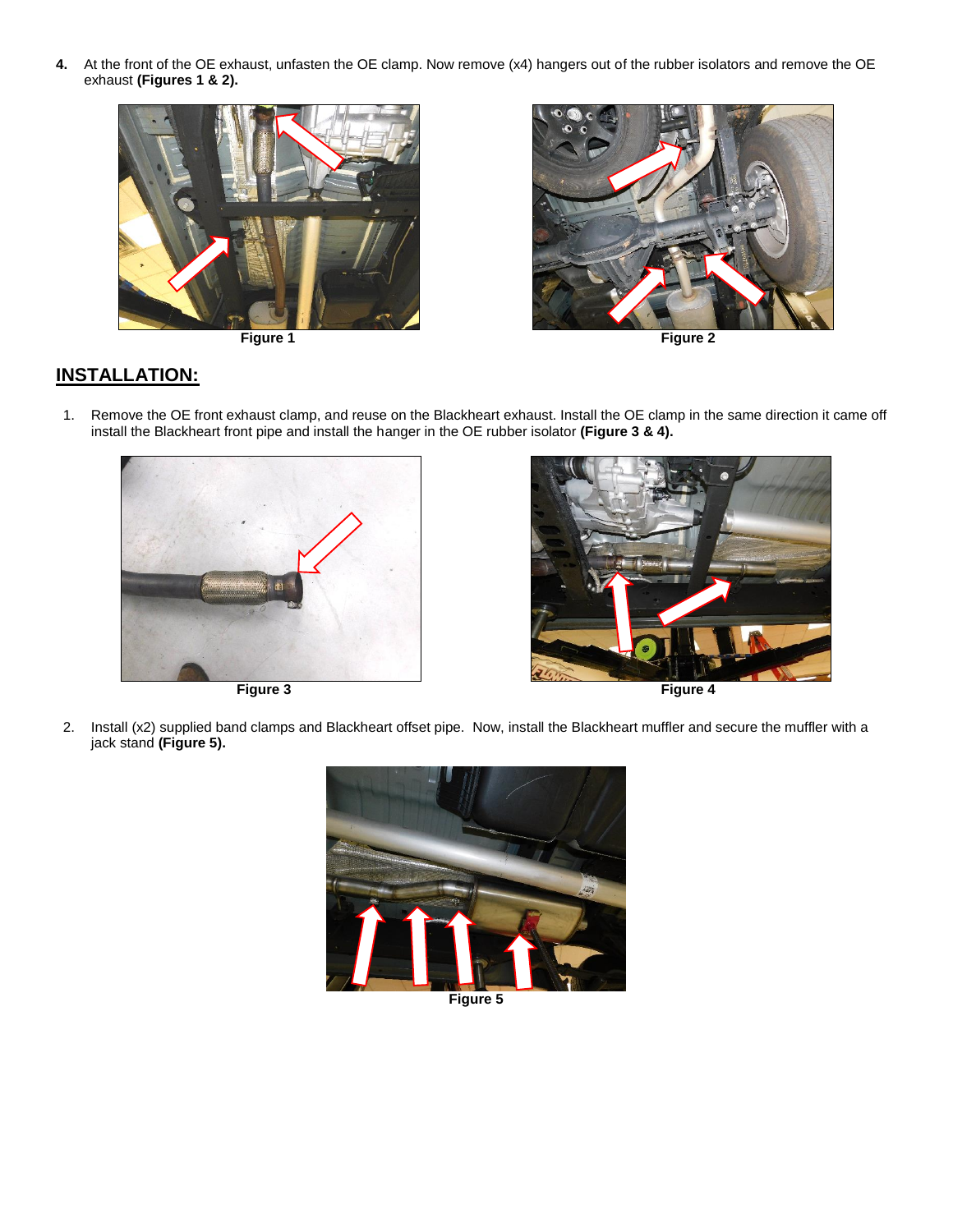4. At the front of the OE exhaust, unfasten the OE clamp. Now remove (x4) hangers out of the rubber isolators and remove the OE exhaust **(Figures 1 & 2).**

**Figure 1**

**Figure 2**

## INSTALLATION:

1. Remove the OE front exhaust clamp, and reuse on the Blackheart exhaust. Install the OE clamp in the same direction it came off install the Blackheart front pipe and install the hanger in the OE rubber isolator **(Figure 3 & 4).**

**Figure 3**

**Figure 4**

2. Install (x2) supplied band clamps and Blackheart offset pipe. Now, install the Blackheart muffler and secure the muffler with a jack stand **(Figure 5).**

**Figure 5**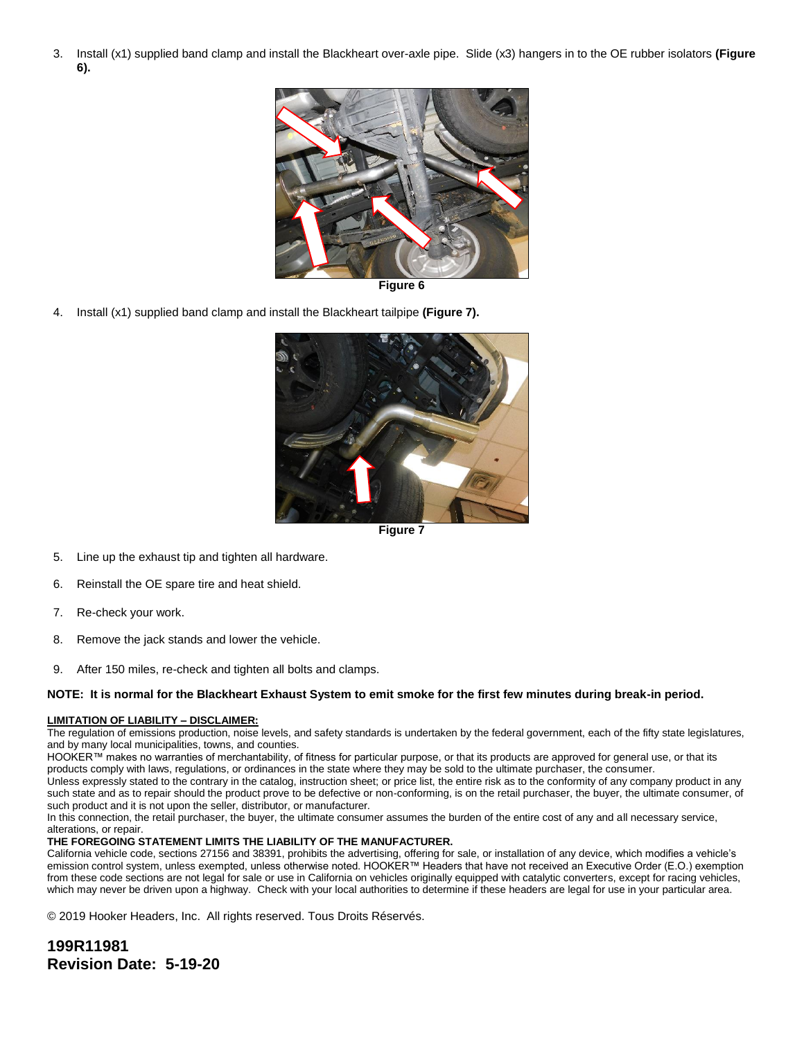3. Install (x1) supplied band clamp and install the Blackheart over-axle pipe. Slide (x3) hangers in to the OE rubber isolators **(Figure 6).**

Figure 6

4. Install (x1) supplied band clamp and install the Blackheart tailpipe **(Figure 7).**

Figure 7

5. Line up the exhaust tip and tighten all hardware.

6. Reinstall the OE spare tire and heat shield.

7. Re-check your work.

8. Remove the jack stands and lower the vehicle.

9. After 150 miles, re-check and tighten all bolts and clamps.

**NOTE: It is normal for the Blackheart Exhaust System to emit smoke for the first few minutes during break-in period.**

**LIMITATION OF LIABILITY – DISCLAIMER:**

The regulation of emissions production, noise levels, and safety standards is undertaken by the federal government, each of the fifty state legislatures, and by many local municipalities, towns, and counties.

HOOKER™ makes no warranties of merchantability, of fitness for particular purpose, or that its products are approved for general use, or that its products comply with laws, regulations, or ordinances in the state where they may be sold to the ultimate purchaser, the consumer.

Unless expressly stated to the contrary in the catalog, instruction sheet; or price list, the entire risk as to the conformity of any company product in any such state and as to repair should the product prove to be defective or non-conforming, is on the retail purchaser, the buyer, the ultimate consumer, of such product and it is not upon the seller, distributor, or manufacturer.

In this connection, the retail purchaser, the buyer, the ultimate consumer assumes the burden of the entire cost of any and all necessary service, alterations, or repair.

**THE FOREGOING STATEMENT LIMITS THE LIABILITY OF THE MANUFACTURER.**

California vehicle code, sections 27156 and 38391, prohibits the advertising, offering for sale, or installation of any device, which modifies a vehicle's emission control system, unless exempted, unless otherwise noted. HOOKER™ Headers that have not received an Executive Order (E.O.) exemption from these code sections are not legal for sale or use in California on vehicles originally equipped with catalytic converters, except for racing vehicles, which may never be driven upon a highway. Check with your local authorities to determine if these headers are legal for use in your particular area.

© 2019 Hooker Headers, Inc. All rights reserved. Tous Droits Réservés.

**199R11981**
**Revision Date: 5-19-20**